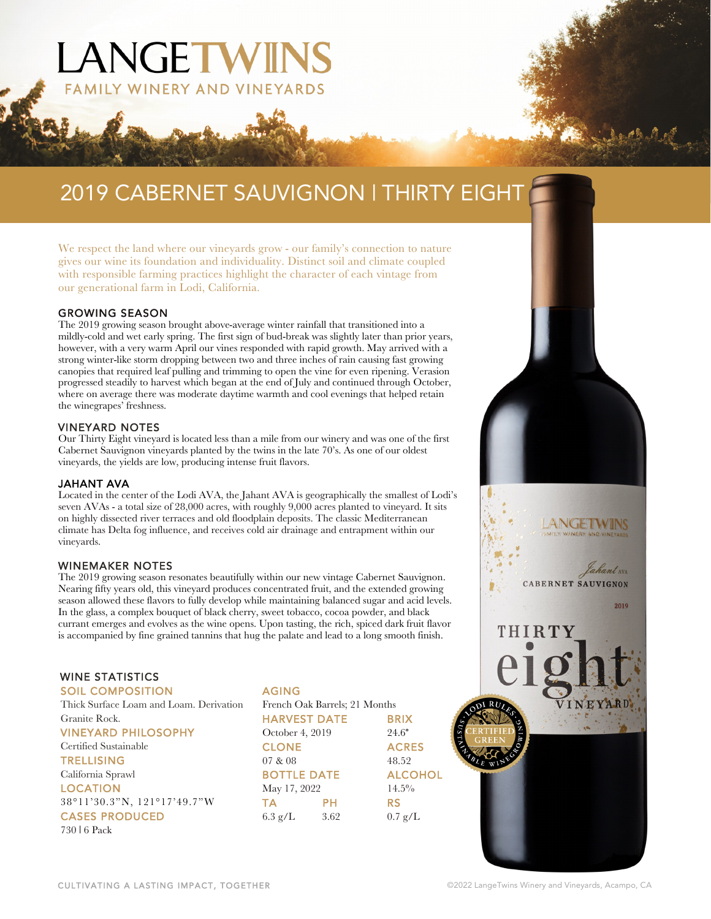# LANGETWINS

FAMILY WINERY AND VINEYARDS

## 2019 CABERNET SAUVIGNON | THIRTY EIGHT

We respect the land where our vineyards grow - our family's connection to nature gives our wine its foundation and individuality. Distinct soil and climate coupled with responsible farming practices highlight the character of each vintage from our generational farm in Lodi, California.

### GROWING SEASON

The 2019 growing season brought above-average winter rainfall that transitioned into a mildly-cold and wet early spring. The first sign of bud-break was slightly later than prior years, however, with a very warm April our vines responded with rapid growth. May arrived with a strong winter-like storm dropping between two and three inches of rain causing fast growing canopies that required leaf pulling and trimming to open the vine for even ripening. Verasion progressed steadily to harvest which began at the end of July and continued through October, where on average there was moderate daytime warmth and cool evenings that helped retain the winegrapes' freshness.

### VINEYARD NOTES

Our Thirty Eight vineyard is located less than a mile from our winery and was one of the first Cabernet Sauvignon vineyards planted by the twins in the late 70's. As one of our oldest vineyards, the yields are low, producing intense fruit flavors.

### JAHANT AVA

Located in the center of the Lodi AVA, the Jahant AVA is geographically the smallest of Lodi's seven AVAs - a total size of 28,000 acres, with roughly 9,000 acres planted to vineyard. It sits on highly dissected river terraces and old floodplain deposits. The classic Mediterranean climate has Delta fog influence, and receives cold air drainage and entrapment within our vineyards.

### WINEMAKER NOTES

The 2019 growing season resonates beautifully within our new vintage Cabernet Sauvignon. Nearing fifty years old, this vineyard produces concentrated fruit, and the extended growing season allowed these flavors to fully develop while maintaining balanced sugar and acid levels. In the glass, a complex bouquet of black cherry, sweet tobacco, cocoa powder, and black currant emerges and evolves as the wine opens. Upon tasting, the rich, spiced dark fruit flavor is accompanied by fine grained tannins that hug the palate and lead to a long smooth finish.

### WINE STATISTICS

**SOIL COMPOSITION**
Thick Surface Loam and Loam. Derivation Granite Rock.

**VINEYARD PHILOSOPHY**
Certified Sustainable

**TRELLISING**
California Sprawl

**LOCATION**
38°11'30.3"N, 121°17'49.7"W

**CASES PRODUCED**
730 | 6 Pack

**AGING**
French Oak Barrels; 21 Months

**HARVEST DATE**
October 4, 2019

**BRIX**
24.6°

**CLONE**
07 & 08

**ACRES**
48.52

**BOTTLE DATE**
May 17, 2022

**ALCOHOL**
14.5%

**TA**
6.3 g/L

**PH**
3.62

**RS**
0.7 g/L

CULTIVATING A LASTING IMPACT, TOGETHER

©2022 LangeTwins Winery and Vineyards, Acampo, CA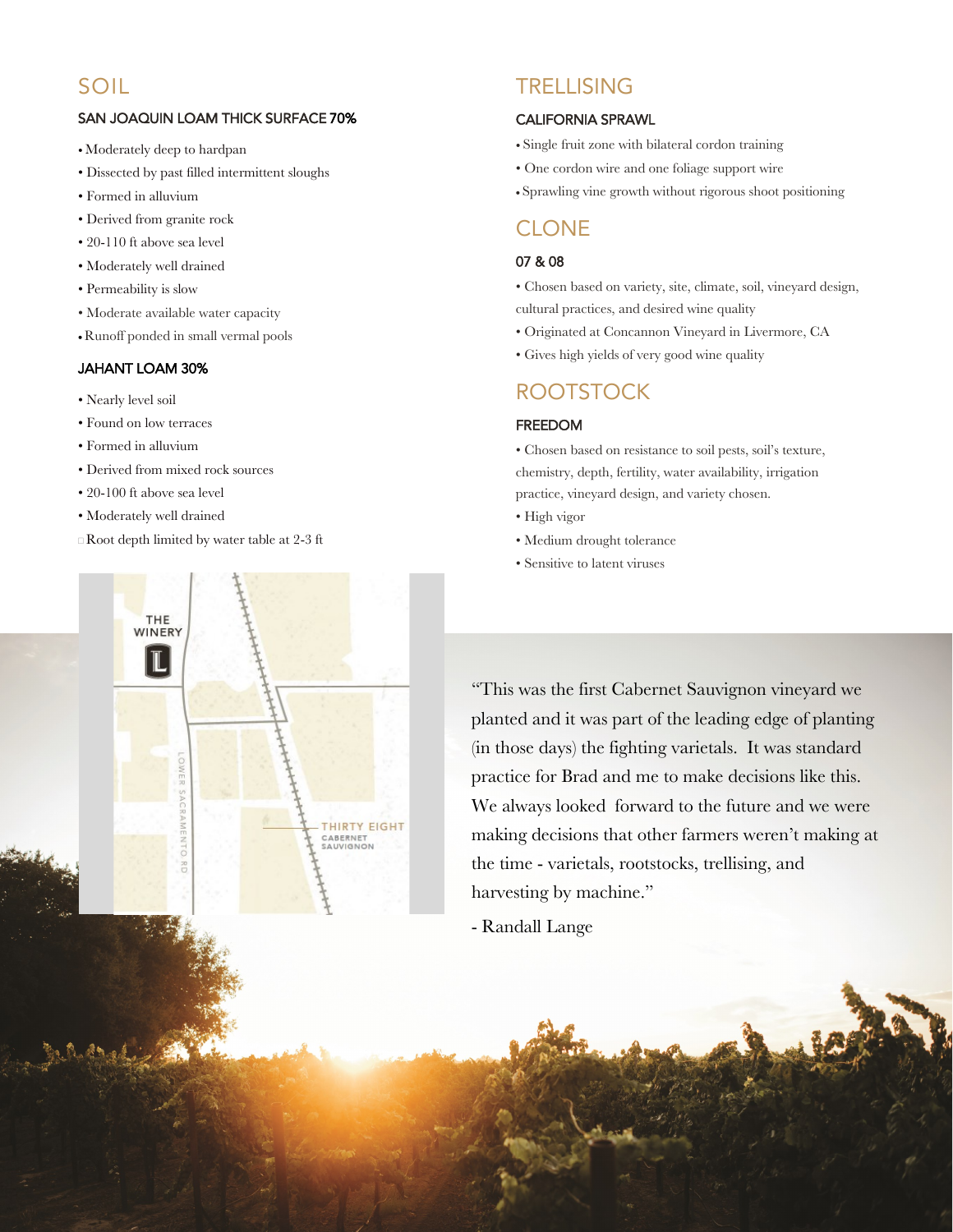## SOIL

### SAN JOAQUIN LOAM THICK SURFACE 70%

- Moderately deep to hardpan
- Dissected by past filled intermittent sloughs
- Formed in alluvium
- Derived from granite rock
- 20-110 ft above sea level
- Moderately well drained
- Permeability is slow
- Moderate available water capacity
- Runoff ponded in small vermal pools

### JAHANT LOAM 30%

- Nearly level soil
- Found on low terraces
- Formed in alluvium
- Derived from mixed rock sources
- 20-100 ft above sea level
- Moderately well drained
- Root depth limited by water table at 2-3 ft

THE WINERY

LOWER SACRAMENTO RD

THIRTY EIGHT CABERNET SAUVIGNON

## TRELLISING

### CALIFORNIA SPRAWL

- Single fruit zone with bilateral cordon training
- One cordon wire and one foliage support wire
- Sprawling vine growth without rigorous shoot positioning

## CLONE

### 07 & 08

- Chosen based on variety, site, climate, soil, vineyard design, cultural practices, and desired wine quality
- Originated at Concannon Vineyard in Livermore, CA
- Gives high yields of very good wine quality

## ROOTSTOCK

### FREEDOM

- Chosen based on resistance to soil pests, soil's texture, chemistry, depth, fertility, water availability, irrigation practice, vineyard design, and variety chosen.
- High vigor
- Medium drought tolerance
- Sensitive to latent viruses

"This was the first Cabernet Sauvignon vineyard we planted and it was part of the leading edge of planting (in those days) the fighting varietals. It was standard practice for Brad and me to make decisions like this. We always looked forward to the future and we were making decisions that other farmers weren't making at the time - varietals, rootstocks, trellising, and harvesting by machine."

\- Randall Lange